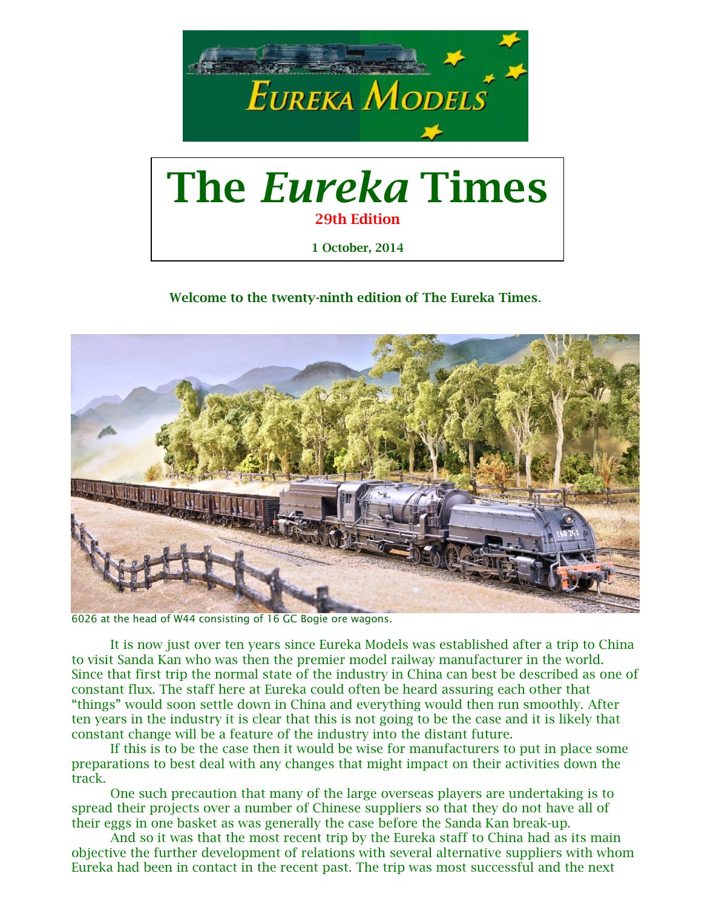# The *Eureka* Times

**29th Edition**

**1 October, 2014**

**Welcome to the twenty-ninth edition of The Eureka Times.**

6026 at the head of W44 consisting of 16 GC Bogie ore wagons.

It is now just over ten years since Eureka Models was established after a trip to China to visit Sanda Kan who was then the premier model railway manufacturer in the world. Since that first trip the normal state of the industry in China can best be described as one of constant flux. The staff here at Eureka could often be heard assuring each other that "things" would soon settle down in China and everything would then run smoothly. After ten years in the industry it is clear that this is not going to be the case and it is likely that constant change will be a feature of the industry into the distant future.

If this is to be the case then it would be wise for manufacturers to put in place some preparations to best deal with any changes that might impact on their activities down the track.

One such precaution that many of the large overseas players are undertaking is to spread their projects over a number of Chinese suppliers so that they do not have all of their eggs in one basket as was generally the case before the Sanda Kan break-up.

And so it was that the most recent trip by the Eureka staff to China had as its main objective the further development of relations with several alternative suppliers with whom Eureka had been in contact in the recent past. The trip was most successful and the next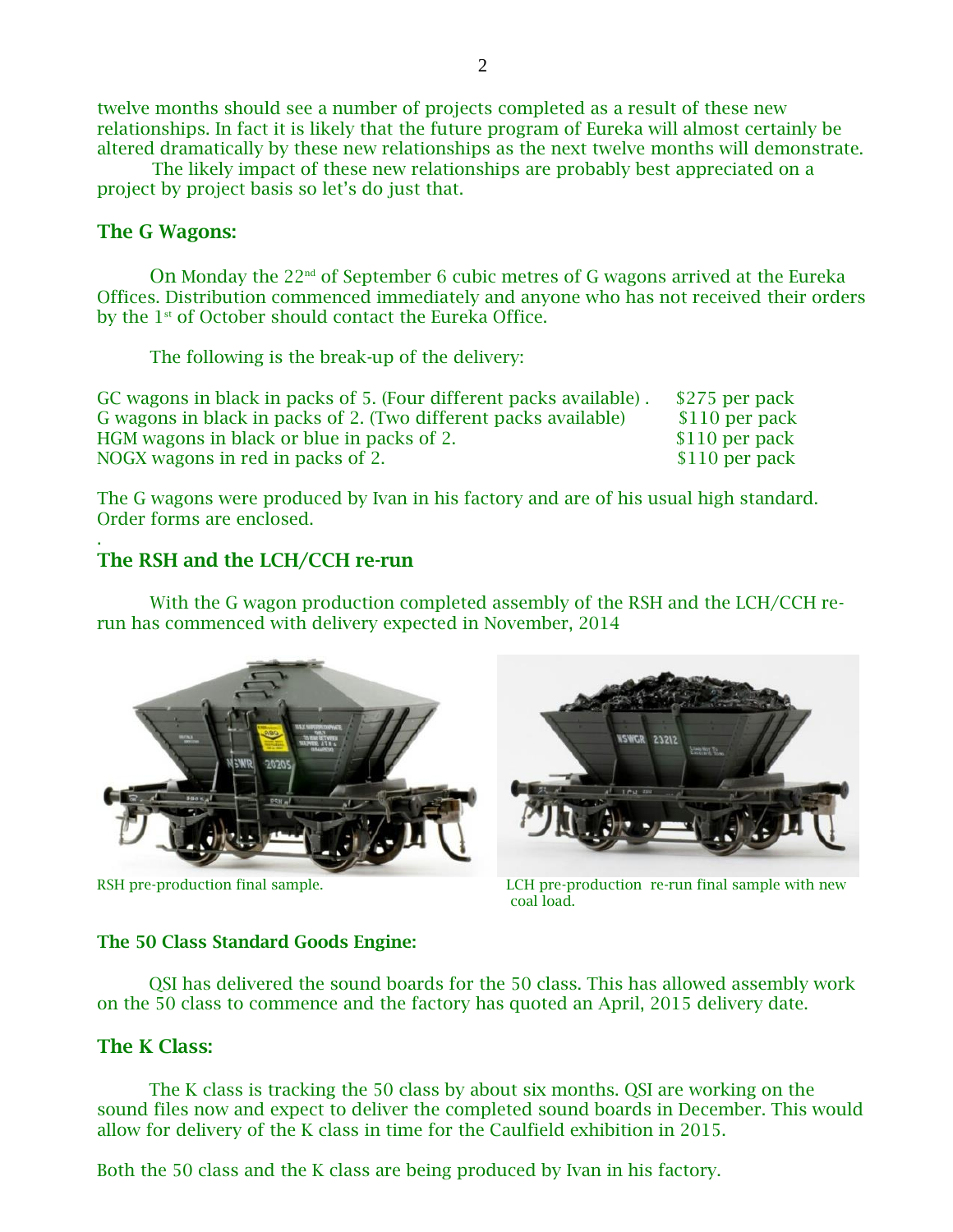twelve months should see a number of projects completed as a result of these new relationships. In fact it is likely that the future program of Eureka will almost certainly be altered dramatically by these new relationships as the next twelve months will demonstrate.

The likely impact of these new relationships are probably best appreciated on a project by project basis so let's do just that.

## The G Wagons:

On Monday the 22nd of September 6 cubic metres of G wagons arrived at the Eureka Offices. Distribution commenced immediately and anyone who has not received their orders by the 1st of October should contact the Eureka Office.

The following is the break-up of the delivery:

| | |
|---|---|
| GC wagons in black in packs of 5. (Four different packs available) . | $275 per pack |
| G wagons in black in packs of 2. (Two different packs available) | $110 per pack |
| HGM wagons in black or blue in packs of 2. | $110 per pack |
| NOGX wagons in red in packs of 2. | $110 per pack |

The G wagons were produced by Ivan in his factory and are of his usual high standard. Order forms are enclosed.

.

## The RSH and the LCH/CCH re-run

With the G wagon production completed assembly of the RSH and the LCH/CCH re-run has commenced with delivery expected in November, 2014

RSH pre-production final sample.

LCH pre-production re-run final sample with new coal load.

## The 50 Class Standard Goods Engine:

QSI has delivered the sound boards for the 50 class. This has allowed assembly work on the 50 class to commence and the factory has quoted an April, 2015 delivery date.

## The K Class:

The K class is tracking the 50 class by about six months. QSI are working on the sound files now and expect to deliver the completed sound boards in December. This would allow for delivery of the K class in time for the Caulfield exhibition in 2015.

Both the 50 class and the K class are being produced by Ivan in his factory.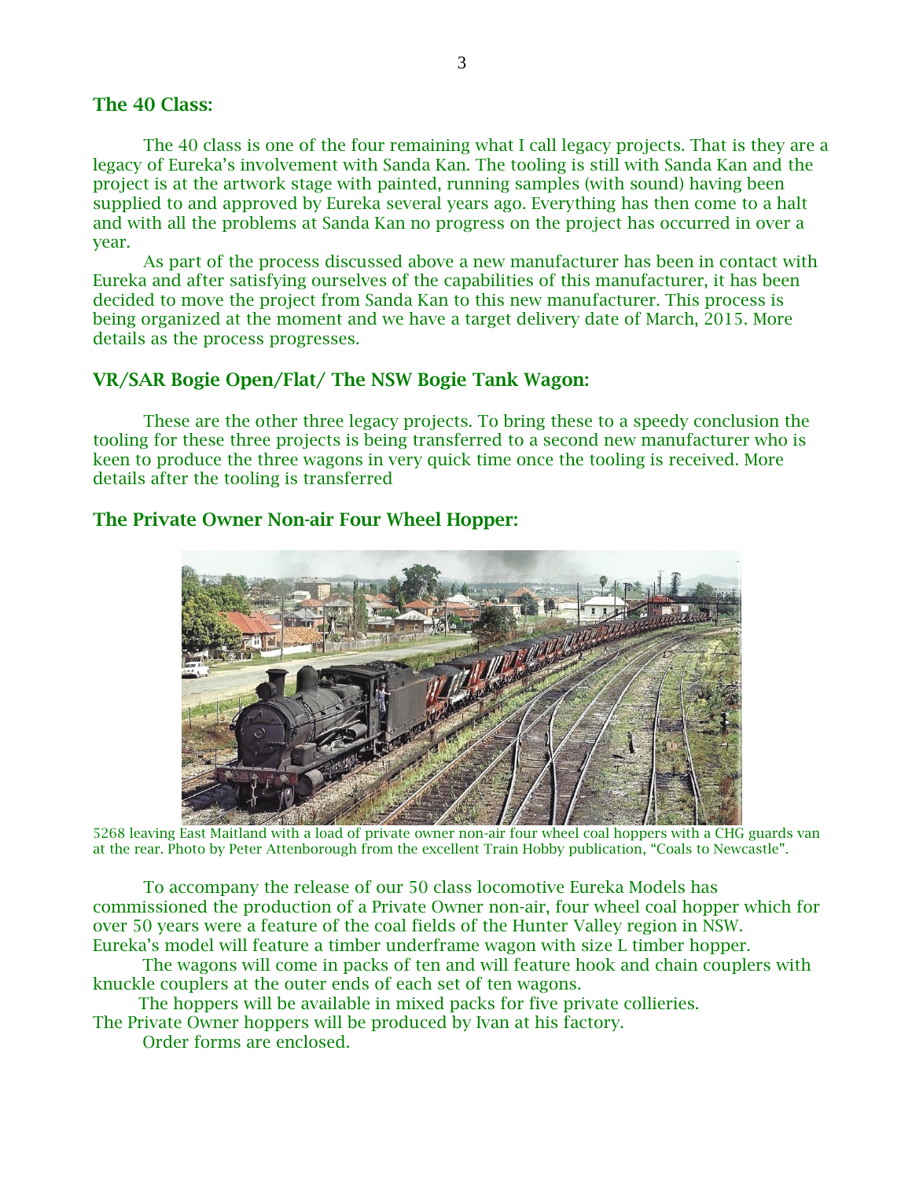## The 40 Class:

The 40 class is one of the four remaining what I call legacy projects. That is they are a legacy of Eureka's involvement with Sanda Kan. The tooling is still with Sanda Kan and the project is at the artwork stage with painted, running samples (with sound) having been supplied to and approved by Eureka several years ago. Everything has then come to a halt and with all the problems at Sanda Kan no progress on the project has occurred in over a year.

As part of the process discussed above a new manufacturer has been in contact with Eureka and after satisfying ourselves of the capabilities of this manufacturer, it has been decided to move the project from Sanda Kan to this new manufacturer. This process is being organized at the moment and we have a target delivery date of March, 2015. More details as the process progresses.

## VR/SAR Bogie Open/Flat/ The NSW Bogie Tank Wagon:

These are the other three legacy projects. To bring these to a speedy conclusion the tooling for these three projects is being transferred to a second new manufacturer who is keen to produce the three wagons in very quick time once the tooling is received. More details after the tooling is transferred

## The Private Owner Non-air Four Wheel Hopper:

5268 leaving East Maitland with a load of private owner non-air four wheel coal hoppers with a CHG guards van at the rear. Photo by Peter Attenborough from the excellent Train Hobby publication, "Coals to Newcastle".

To accompany the release of our 50 class locomotive Eureka Models has commissioned the production of a Private Owner non-air, four wheel coal hopper which for over 50 years were a feature of the coal fields of the Hunter Valley region in NSW. Eureka's model will feature a timber underframe wagon with size L timber hopper.

The wagons will come in packs of ten and will feature hook and chain couplers with knuckle couplers at the outer ends of each set of ten wagons.

The hoppers will be available in mixed packs for five private collieries.
The Private Owner hoppers will be produced by Ivan at his factory.

Order forms are enclosed.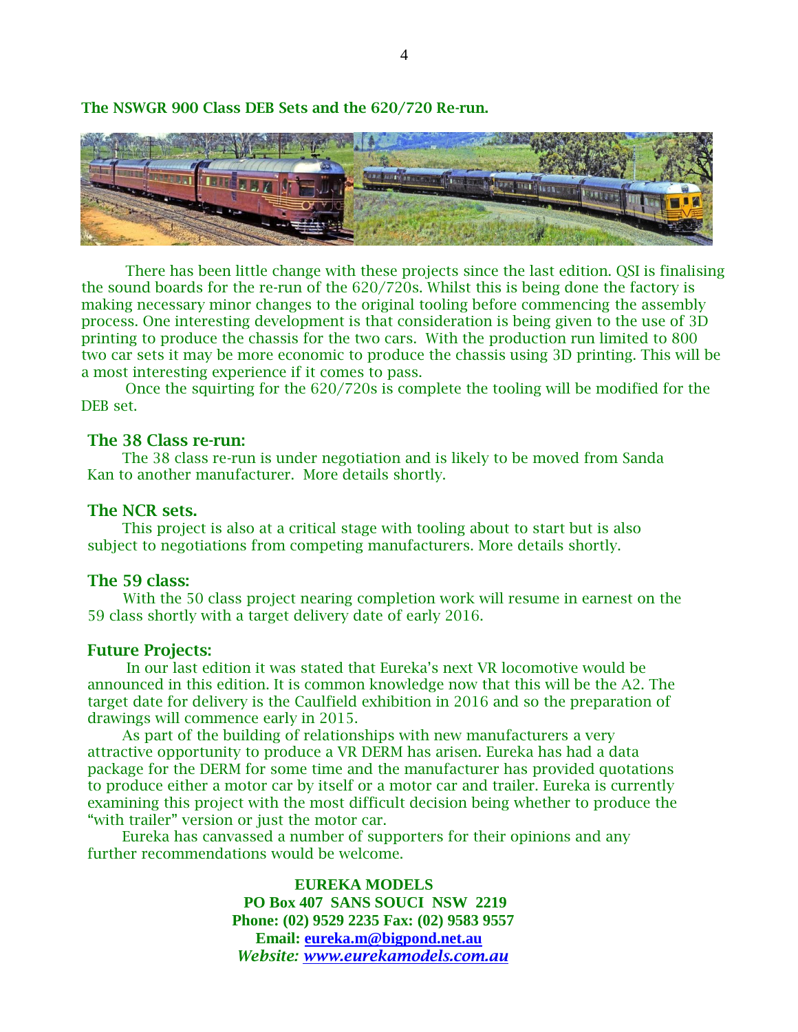## The NSWGR 900 Class DEB Sets and the 620/720 Re-run.

There has been little change with these projects since the last edition. QSI is finalising the sound boards for the re-run of the 620/720s. Whilst this is being done the factory is making necessary minor changes to the original tooling before commencing the assembly process. One interesting development is that consideration is being given to the use of 3D printing to produce the chassis for the two cars. With the production run limited to 800 two car sets it may be more economic to produce the chassis using 3D printing. This will be a most interesting experience if it comes to pass.

Once the squirting for the 620/720s is complete the tooling will be modified for the DEB set.

## The 38 Class re-run:

The 38 class re-run is under negotiation and is likely to be moved from Sanda Kan to another manufacturer. More details shortly.

## The NCR sets.

This project is also at a critical stage with tooling about to start but is also subject to negotiations from competing manufacturers. More details shortly.

## The 59 class:

With the 50 class project nearing completion work will resume in earnest on the 59 class shortly with a target delivery date of early 2016.

## Future Projects:

In our last edition it was stated that Eureka's next VR locomotive would be announced in this edition. It is common knowledge now that this will be the A2. The target date for delivery is the Caulfield exhibition in 2016 and so the preparation of drawings will commence early in 2015.

As part of the building of relationships with new manufacturers a very attractive opportunity to produce a VR DERM has arisen. Eureka has had a data package for the DERM for some time and the manufacturer has provided quotations to produce either a motor car by itself or a motor car and trailer. Eureka is currently examining this project with the most difficult decision being whether to produce the "with trailer" version or just the motor car.

Eureka has canvassed a number of supporters for their opinions and any further recommendations would be welcome.

**EUREKA MODELS**
**PO Box 407 SANS SOUCI NSW 2219**
**Phone: (02) 9529 2235 Fax: (02) 9583 9557**
**Email: eureka.m@bigpond.net.au**
***Website: www.eurekamodels.com.au***